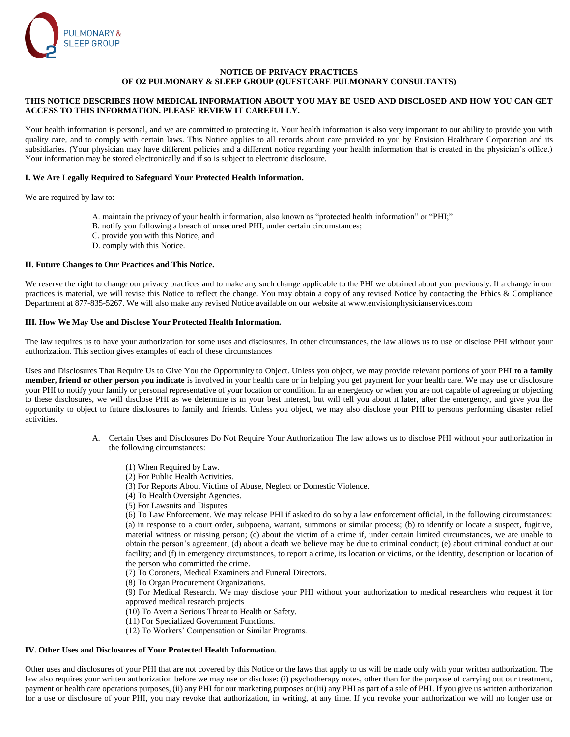PULMONARY & SLEEP GROUP

# NOTICE OF PRIVACY PRACTICES
# OF O2 PULMONARY & SLEEP GROUP (QUESTCARE PULMONARY CONSULTANTS)

**THIS NOTICE DESCRIBES HOW MEDICAL INFORMATION ABOUT YOU MAY BE USED AND DISCLOSED AND HOW YOU CAN GET ACCESS TO THIS INFORMATION. PLEASE REVIEW IT CAREFULLY.**

Your health information is personal, and we are committed to protecting it. Your health information is also very important to our ability to provide you with quality care, and to comply with certain laws. This Notice applies to all records about care provided to you by Envision Healthcare Corporation and its subsidiaries. (Your physician may have different policies and a different notice regarding your health information that is created in the physician's office.) Your information may be stored electronically and if so is subject to electronic disclosure.

## I. We Are Legally Required to Safeguard Your Protected Health Information.

We are required by law to:

A. maintain the privacy of your health information, also known as "protected health information" or "PHI;"
B. notify you following a breach of unsecured PHI, under certain circumstances;
C. provide you with this Notice, and
D. comply with this Notice.

## II. Future Changes to Our Practices and This Notice.

We reserve the right to change our privacy practices and to make any such change applicable to the PHI we obtained about you previously. If a change in our practices is material, we will revise this Notice to reflect the change. You may obtain a copy of any revised Notice by contacting the Ethics & Compliance Department at 877-835-5267. We will also make any revised Notice available on our website at www.envisionphysicianservices.com

## III. How We May Use and Disclose Your Protected Health Information.

The law requires us to have your authorization for some uses and disclosures. In other circumstances, the law allows us to use or disclose PHI without your authorization. This section gives examples of each of these circumstances

Uses and Disclosures That Require Us to Give You the Opportunity to Object. Unless you object, we may provide relevant portions of your PHI **to a family member, friend or other person you indicate** is involved in your health care or in helping you get payment for your health care. We may use or disclosure your PHI to notify your family or personal representative of your location or condition. In an emergency or when you are not capable of agreeing or objecting to these disclosures, we will disclose PHI as we determine is in your best interest, but will tell you about it later, after the emergency, and give you the opportunity to object to future disclosures to family and friends. Unless you object, we may also disclose your PHI to persons performing disaster relief activities.

A. Certain Uses and Disclosures Do Not Require Your Authorization The law allows us to disclose PHI without your authorization in the following circumstances:

(1) When Required by Law.
(2) For Public Health Activities.
(3) For Reports About Victims of Abuse, Neglect or Domestic Violence.
(4) To Health Oversight Agencies.
(5) For Lawsuits and Disputes.
(6) To Law Enforcement. We may release PHI if asked to do so by a law enforcement official, in the following circumstances: (a) in response to a court order, subpoena, warrant, summons or similar process; (b) to identify or locate a suspect, fugitive, material witness or missing person; (c) about the victim of a crime if, under certain limited circumstances, we are unable to obtain the person's agreement; (d) about a death we believe may be due to criminal conduct; (e) about criminal conduct at our facility; and (f) in emergency circumstances, to report a crime, its location or victims, or the identity, description or location of the person who committed the crime.
(7) To Coroners, Medical Examiners and Funeral Directors.
(8) To Organ Procurement Organizations.
(9) For Medical Research. We may disclose your PHI without your authorization to medical researchers who request it for approved medical research projects
(10) To Avert a Serious Threat to Health or Safety.
(11) For Specialized Government Functions.
(12) To Workers' Compensation or Similar Programs.

## IV. Other Uses and Disclosures of Your Protected Health Information.

Other uses and disclosures of your PHI that are not covered by this Notice or the laws that apply to us will be made only with your written authorization. The law also requires your written authorization before we may use or disclose: (i) psychotherapy notes, other than for the purpose of carrying out our treatment, payment or health care operations purposes, (ii) any PHI for our marketing purposes or (iii) any PHI as part of a sale of PHI. If you give us written authorization for a use or disclosure of your PHI, you may revoke that authorization, in writing, at any time. If you revoke your authorization we will no longer use or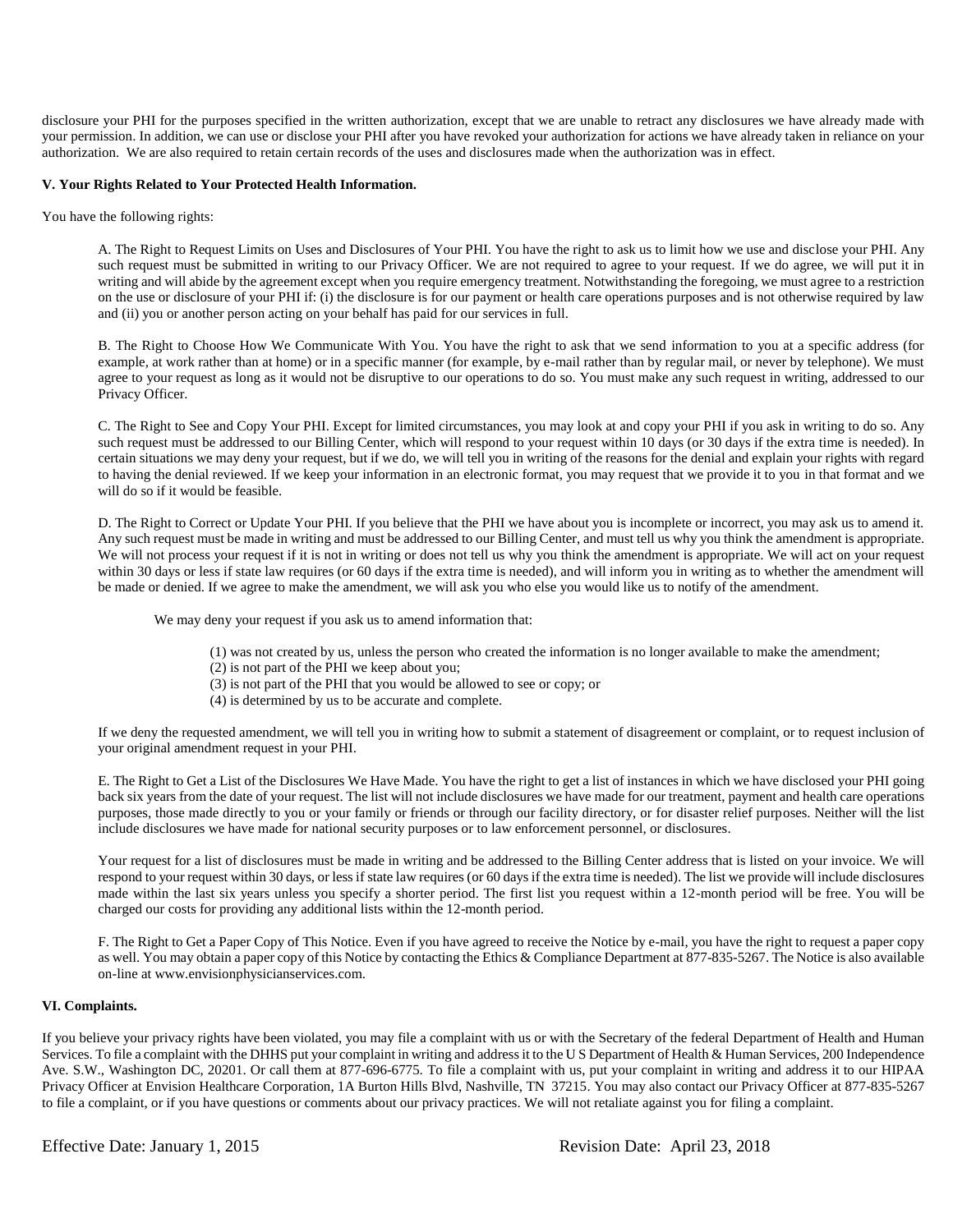disclosure your PHI for the purposes specified in the written authorization, except that we are unable to retract any disclosures we have already made with your permission. In addition, we can use or disclose your PHI after you have revoked your authorization for actions we have already taken in reliance on your authorization. We are also required to retain certain records of the uses and disclosures made when the authorization was in effect.

**V. Your Rights Related to Your Protected Health Information.**

You have the following rights:

A. The Right to Request Limits on Uses and Disclosures of Your PHI. You have the right to ask us to limit how we use and disclose your PHI. Any such request must be submitted in writing to our Privacy Officer. We are not required to agree to your request. If we do agree, we will put it in writing and will abide by the agreement except when you require emergency treatment. Notwithstanding the foregoing, we must agree to a restriction on the use or disclosure of your PHI if: (i) the disclosure is for our payment or health care operations purposes and is not otherwise required by law and (ii) you or another person acting on your behalf has paid for our services in full.

B. The Right to Choose How We Communicate With You. You have the right to ask that we send information to you at a specific address (for example, at work rather than at home) or in a specific manner (for example, by e-mail rather than by regular mail, or never by telephone). We must agree to your request as long as it would not be disruptive to our operations to do so. You must make any such request in writing, addressed to our Privacy Officer.

C. The Right to See and Copy Your PHI. Except for limited circumstances, you may look at and copy your PHI if you ask in writing to do so. Any such request must be addressed to our Billing Center, which will respond to your request within 10 days (or 30 days if the extra time is needed). In certain situations we may deny your request, but if we do, we will tell you in writing of the reasons for the denial and explain your rights with regard to having the denial reviewed. If we keep your information in an electronic format, you may request that we provide it to you in that format and we will do so if it would be feasible.

D. The Right to Correct or Update Your PHI. If you believe that the PHI we have about you is incomplete or incorrect, you may ask us to amend it. Any such request must be made in writing and must be addressed to our Billing Center, and must tell us why you think the amendment is appropriate. We will not process your request if it is not in writing or does not tell us why you think the amendment is appropriate. We will act on your request within 30 days or less if state law requires (or 60 days if the extra time is needed), and will inform you in writing as to whether the amendment will be made or denied. If we agree to make the amendment, we will ask you who else you would like us to notify of the amendment.

We may deny your request if you ask us to amend information that:

(1) was not created by us, unless the person who created the information is no longer available to make the amendment;
(2) is not part of the PHI we keep about you;
(3) is not part of the PHI that you would be allowed to see or copy; or
(4) is determined by us to be accurate and complete.

If we deny the requested amendment, we will tell you in writing how to submit a statement of disagreement or complaint, or to request inclusion of your original amendment request in your PHI.

E. The Right to Get a List of the Disclosures We Have Made. You have the right to get a list of instances in which we have disclosed your PHI going back six years from the date of your request. The list will not include disclosures we have made for our treatment, payment and health care operations purposes, those made directly to you or your family or friends or through our facility directory, or for disaster relief purposes. Neither will the list include disclosures we have made for national security purposes or to law enforcement personnel, or disclosures.

Your request for a list of disclosures must be made in writing and be addressed to the Billing Center address that is listed on your invoice. We will respond to your request within 30 days, or less if state law requires (or 60 days if the extra time is needed). The list we provide will include disclosures made within the last six years unless you specify a shorter period. The first list you request within a 12-month period will be free. You will be charged our costs for providing any additional lists within the 12-month period.

F. The Right to Get a Paper Copy of This Notice. Even if you have agreed to receive the Notice by e-mail, you have the right to request a paper copy as well. You may obtain a paper copy of this Notice by contacting the Ethics & Compliance Department at 877-835-5267. The Notice is also available on-line at www.envisionphysicianservices.com.

**VI. Complaints.**

If you believe your privacy rights have been violated, you may file a complaint with us or with the Secretary of the federal Department of Health and Human Services. To file a complaint with the DHHS put your complaint in writing and address it to the U S Department of Health & Human Services, 200 Independence Ave. S.W., Washington DC, 20201. Or call them at 877-696-6775. To file a complaint with us, put your complaint in writing and address it to our HIPAA Privacy Officer at Envision Healthcare Corporation, 1A Burton Hills Blvd, Nashville, TN 37215. You may also contact our Privacy Officer at 877-835-5267 to file a complaint, or if you have questions or comments about our privacy practices. We will not retaliate against you for filing a complaint.

Effective Date: January 1, 2015 Revision Date: April 23, 2018